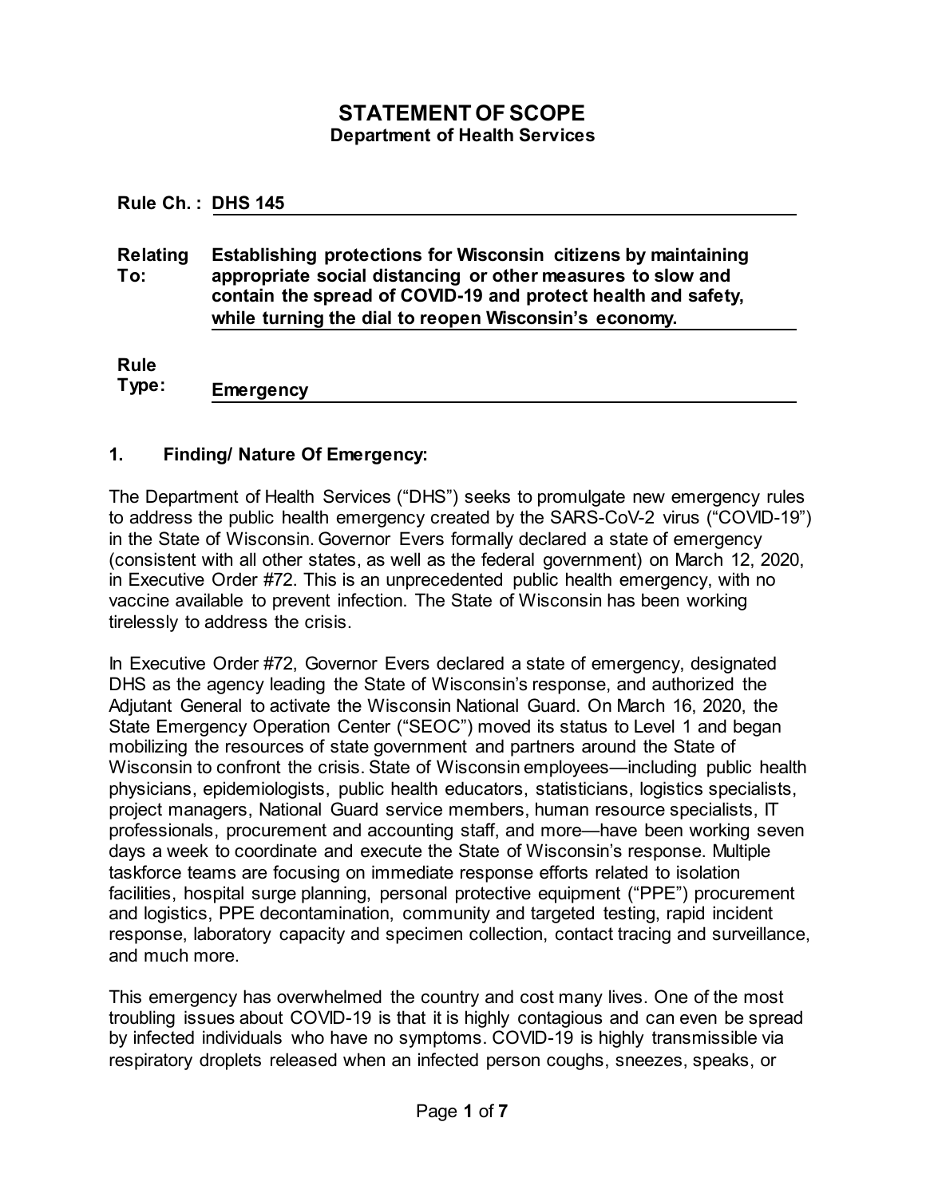# STATEMENT OF SCOPE

## Department of Health Services

**Rule Ch. :** **DHS 145**

**Relating To:** **Establishing protections for Wisconsin citizens by maintaining appropriate social distancing or other measures to slow and contain the spread of COVID-19 and protect health and safety, while turning the dial to reopen Wisconsin's economy.**

**Rule Type:** **Emergency**

### 1. Finding/ Nature Of Emergency:

The Department of Health Services ("DHS") seeks to promulgate new emergency rules to address the public health emergency created by the SARS-CoV-2 virus ("COVID-19") in the State of Wisconsin. Governor Evers formally declared a state of emergency (consistent with all other states, as well as the federal government) on March 12, 2020, in Executive Order #72. This is an unprecedented public health emergency, with no vaccine available to prevent infection. The State of Wisconsin has been working tirelessly to address the crisis.

In Executive Order #72, Governor Evers declared a state of emergency, designated DHS as the agency leading the State of Wisconsin's response, and authorized the Adjutant General to activate the Wisconsin National Guard. On March 16, 2020, the State Emergency Operation Center ("SEOC") moved its status to Level 1 and began mobilizing the resources of state government and partners around the State of Wisconsin to confront the crisis. State of Wisconsin employees—including public health physicians, epidemiologists, public health educators, statisticians, logistics specialists, project managers, National Guard service members, human resource specialists, IT professionals, procurement and accounting staff, and more—have been working seven days a week to coordinate and execute the State of Wisconsin's response. Multiple taskforce teams are focusing on immediate response efforts related to isolation facilities, hospital surge planning, personal protective equipment ("PPE") procurement and logistics, PPE decontamination, community and targeted testing, rapid incident response, laboratory capacity and specimen collection, contact tracing and surveillance, and much more.

This emergency has overwhelmed the country and cost many lives. One of the most troubling issues about COVID-19 is that it is highly contagious and can even be spread by infected individuals who have no symptoms. COVID-19 is highly transmissible via respiratory droplets released when an infected person coughs, sneezes, speaks, or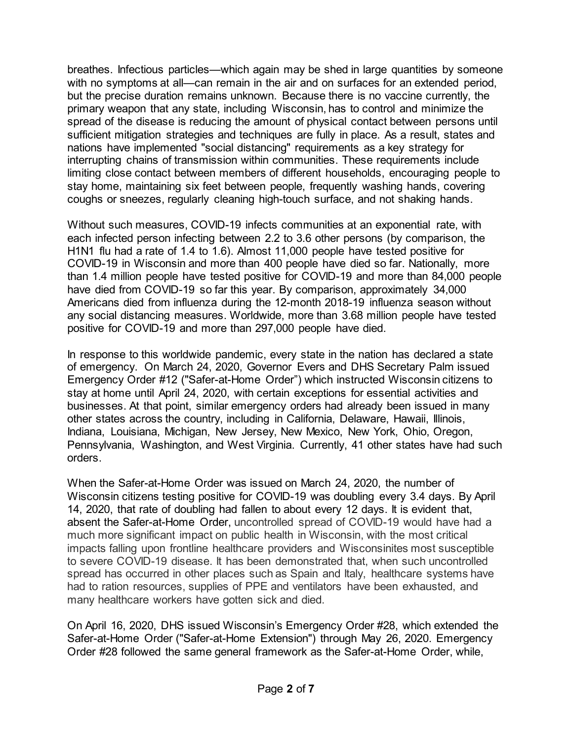breathes. Infectious particles—which again may be shed in large quantities by someone with no symptoms at all—can remain in the air and on surfaces for an extended period, but the precise duration remains unknown. Because there is no vaccine currently, the primary weapon that any state, including Wisconsin, has to control and minimize the spread of the disease is reducing the amount of physical contact between persons until sufficient mitigation strategies and techniques are fully in place. As a result, states and nations have implemented "social distancing" requirements as a key strategy for interrupting chains of transmission within communities. These requirements include limiting close contact between members of different households, encouraging people to stay home, maintaining six feet between people, frequently washing hands, covering coughs or sneezes, regularly cleaning high-touch surface, and not shaking hands.

Without such measures, COVID-19 infects communities at an exponential rate, with each infected person infecting between 2.2 to 3.6 other persons (by comparison, the H1N1 flu had a rate of 1.4 to 1.6). Almost 11,000 people have tested positive for COVID-19 in Wisconsin and more than 400 people have died so far. Nationally, more than 1.4 million people have tested positive for COVID-19 and more than 84,000 people have died from COVID-19 so far this year. By comparison, approximately 34,000 Americans died from influenza during the 12-month 2018-19 influenza season without any social distancing measures. Worldwide, more than 3.68 million people have tested positive for COVID-19 and more than 297,000 people have died.

In response to this worldwide pandemic, every state in the nation has declared a state of emergency. On March 24, 2020, Governor Evers and DHS Secretary Palm issued Emergency Order #12 ("Safer-at-Home Order") which instructed Wisconsin citizens to stay at home until April 24, 2020, with certain exceptions for essential activities and businesses. At that point, similar emergency orders had already been issued in many other states across the country, including in California, Delaware, Hawaii, Illinois, Indiana, Louisiana, Michigan, New Jersey, New Mexico, New York, Ohio, Oregon, Pennsylvania, Washington, and West Virginia. Currently, 41 other states have had such orders.

When the Safer-at-Home Order was issued on March 24, 2020, the number of Wisconsin citizens testing positive for COVID-19 was doubling every 3.4 days. By April 14, 2020, that rate of doubling had fallen to about every 12 days. It is evident that, absent the Safer-at-Home Order, uncontrolled spread of COVID-19 would have had a much more significant impact on public health in Wisconsin, with the most critical impacts falling upon frontline healthcare providers and Wisconsinites most susceptible to severe COVID-19 disease. It has been demonstrated that, when such uncontrolled spread has occurred in other places such as Spain and Italy, healthcare systems have had to ration resources, supplies of PPE and ventilators have been exhausted, and many healthcare workers have gotten sick and died.

On April 16, 2020, DHS issued Wisconsin's Emergency Order #28, which extended the Safer-at-Home Order ("Safer-at-Home Extension") through May 26, 2020. Emergency Order #28 followed the same general framework as the Safer-at-Home Order, while,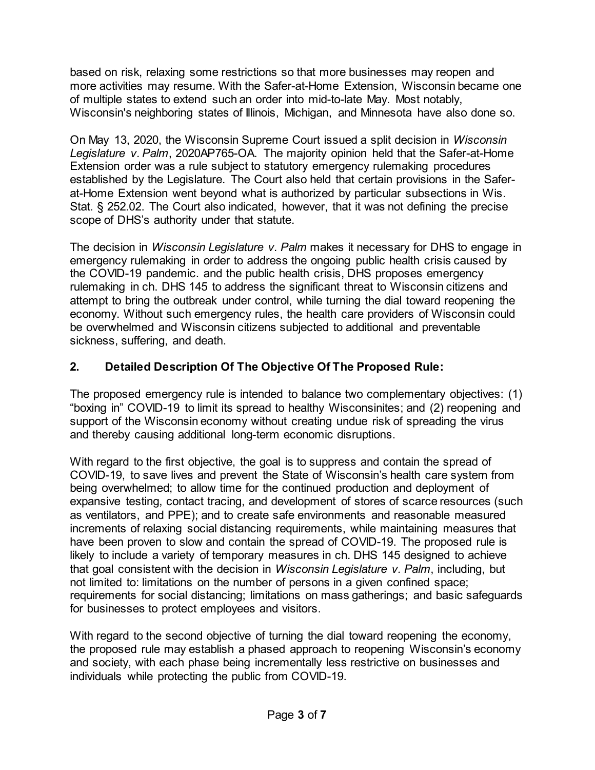based on risk, relaxing some restrictions so that more businesses may reopen and more activities may resume. With the Safer-at-Home Extension, Wisconsin became one of multiple states to extend such an order into mid-to-late May. Most notably, Wisconsin's neighboring states of Illinois, Michigan, and Minnesota have also done so.

On May 13, 2020, the Wisconsin Supreme Court issued a split decision in *Wisconsin Legislature v. Palm*, 2020AP765-OA. The majority opinion held that the Safer-at-Home Extension order was a rule subject to statutory emergency rulemaking procedures established by the Legislature. The Court also held that certain provisions in the Safer-at-Home Extension went beyond what is authorized by particular subsections in Wis. Stat. § 252.02. The Court also indicated, however, that it was not defining the precise scope of DHS's authority under that statute.

The decision in *Wisconsin Legislature v. Palm* makes it necessary for DHS to engage in emergency rulemaking in order to address the ongoing public health crisis caused by the COVID-19 pandemic. and the public health crisis, DHS proposes emergency rulemaking in ch. DHS 145 to address the significant threat to Wisconsin citizens and attempt to bring the outbreak under control, while turning the dial toward reopening the economy. Without such emergency rules, the health care providers of Wisconsin could be overwhelmed and Wisconsin citizens subjected to additional and preventable sickness, suffering, and death.

## 2. Detailed Description Of The Objective Of The Proposed Rule:

The proposed emergency rule is intended to balance two complementary objectives: (1) "boxing in" COVID-19 to limit its spread to healthy Wisconsinites; and (2) reopening and support of the Wisconsin economy without creating undue risk of spreading the virus and thereby causing additional long-term economic disruptions.

With regard to the first objective, the goal is to suppress and contain the spread of COVID-19, to save lives and prevent the State of Wisconsin's health care system from being overwhelmed; to allow time for the continued production and deployment of expansive testing, contact tracing, and development of stores of scarce resources (such as ventilators, and PPE); and to create safe environments and reasonable measured increments of relaxing social distancing requirements, while maintaining measures that have been proven to slow and contain the spread of COVID-19. The proposed rule is likely to include a variety of temporary measures in ch. DHS 145 designed to achieve that goal consistent with the decision in *Wisconsin Legislature v. Palm*, including, but not limited to: limitations on the number of persons in a given confined space; requirements for social distancing; limitations on mass gatherings; and basic safeguards for businesses to protect employees and visitors.

With regard to the second objective of turning the dial toward reopening the economy, the proposed rule may establish a phased approach to reopening Wisconsin's economy and society, with each phase being incrementally less restrictive on businesses and individuals while protecting the public from COVID-19.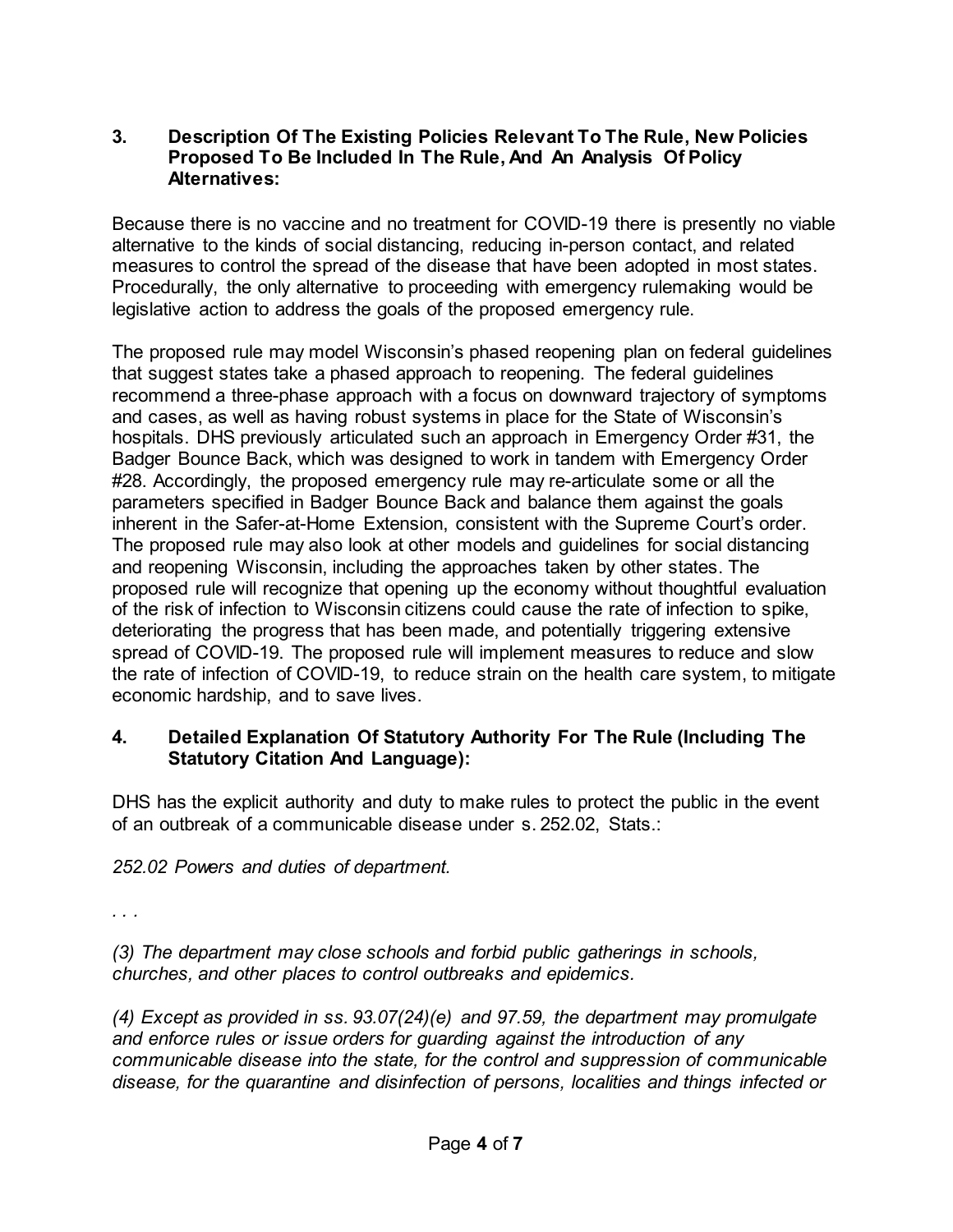### 3. Description Of The Existing Policies Relevant To The Rule, New Policies Proposed To Be Included In The Rule, And An Analysis Of Policy Alternatives:

Because there is no vaccine and no treatment for COVID-19 there is presently no viable alternative to the kinds of social distancing, reducing in-person contact, and related measures to control the spread of the disease that have been adopted in most states. Procedurally, the only alternative to proceeding with emergency rulemaking would be legislative action to address the goals of the proposed emergency rule.

The proposed rule may model Wisconsin's phased reopening plan on federal guidelines that suggest states take a phased approach to reopening. The federal guidelines recommend a three-phase approach with a focus on downward trajectory of symptoms and cases, as well as having robust systems in place for the State of Wisconsin's hospitals. DHS previously articulated such an approach in Emergency Order #31, the Badger Bounce Back, which was designed to work in tandem with Emergency Order #28. Accordingly, the proposed emergency rule may re-articulate some or all the parameters specified in Badger Bounce Back and balance them against the goals inherent in the Safer-at-Home Extension, consistent with the Supreme Court's order. The proposed rule may also look at other models and guidelines for social distancing and reopening Wisconsin, including the approaches taken by other states. The proposed rule will recognize that opening up the economy without thoughtful evaluation of the risk of infection to Wisconsin citizens could cause the rate of infection to spike, deteriorating the progress that has been made, and potentially triggering extensive spread of COVID-19. The proposed rule will implement measures to reduce and slow the rate of infection of COVID-19, to reduce strain on the health care system, to mitigate economic hardship, and to save lives.

### 4. Detailed Explanation Of Statutory Authority For The Rule (Including The Statutory Citation And Language):

DHS has the explicit authority and duty to make rules to protect the public in the event of an outbreak of a communicable disease under s. 252.02, Stats.:

*252.02 Powers and duties of department.*

*. . .*

*(3) The department may close schools and forbid public gatherings in schools, churches, and other places to control outbreaks and epidemics.*

*(4) Except as provided in ss. 93.07(24)(e) and 97.59, the department may promulgate and enforce rules or issue orders for guarding against the introduction of any communicable disease into the state, for the control and suppression of communicable disease, for the quarantine and disinfection of persons, localities and things infected or*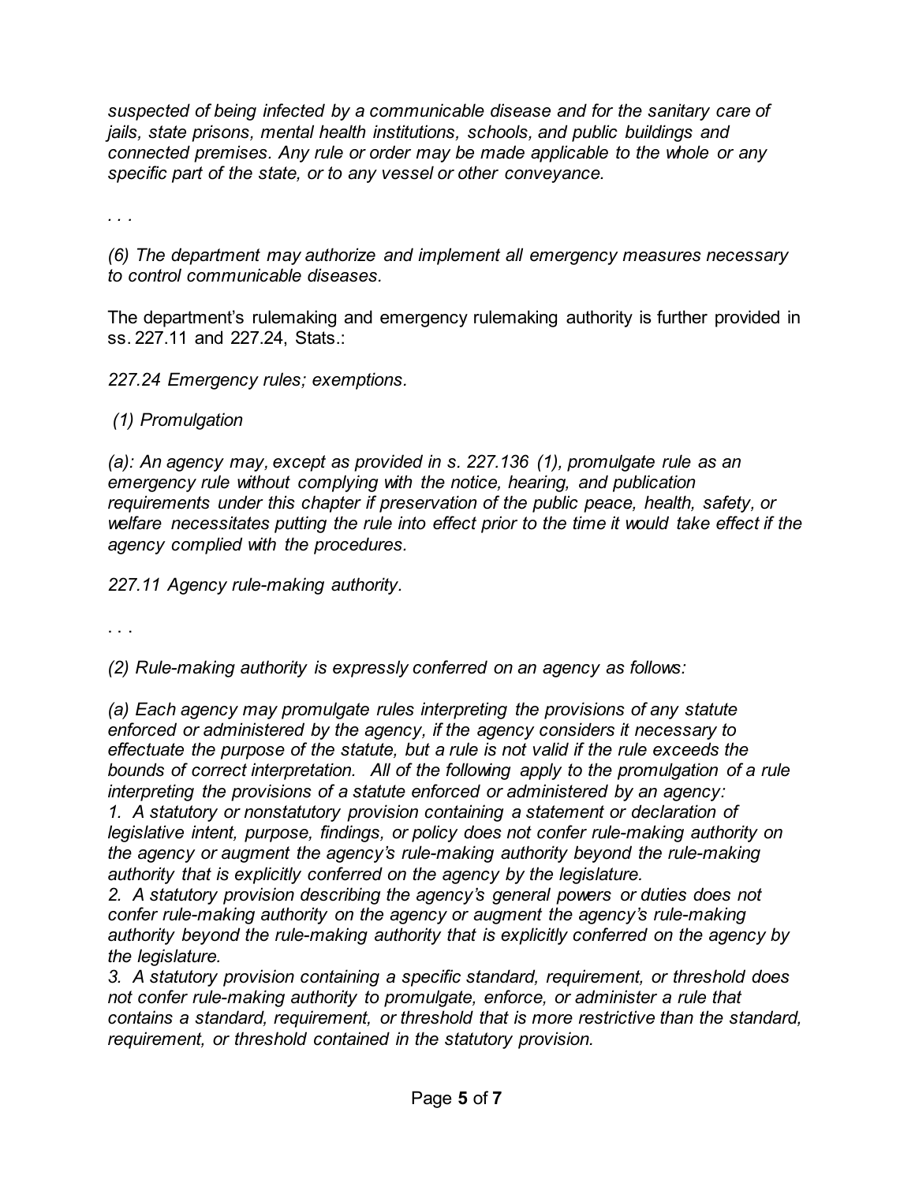*suspected of being infected by a communicable disease and for the sanitary care of jails, state prisons, mental health institutions, schools, and public buildings and connected premises. Any rule or order may be made applicable to the whole or any specific part of the state, or to any vessel or other conveyance.*

*. . .*

*(6) The department may authorize and implement all emergency measures necessary to control communicable diseases.*

The department's rulemaking and emergency rulemaking authority is further provided in ss. 227.11 and 227.24, Stats.:

*227.24 Emergency rules; exemptions.*

*(1) Promulgation*

*(a): An agency may, except as provided in s. 227.136 (1), promulgate rule as an emergency rule without complying with the notice, hearing, and publication requirements under this chapter if preservation of the public peace, health, safety, or welfare necessitates putting the rule into effect prior to the time it would take effect if the agency complied with the procedures.*

*227.11 Agency rule-making authority.*

*. . .*

*(2) Rule-making authority is expressly conferred on an agency as follows:*

*(a) Each agency may promulgate rules interpreting the provisions of any statute enforced or administered by the agency, if the agency considers it necessary to effectuate the purpose of the statute, but a rule is not valid if the rule exceeds the bounds of correct interpretation. All of the following apply to the promulgation of a rule interpreting the provisions of a statute enforced or administered by an agency:*
*1. A statutory or nonstatutory provision containing a statement or declaration of legislative intent, purpose, findings, or policy does not confer rule-making authority on the agency or augment the agency's rule-making authority beyond the rule-making authority that is explicitly conferred on the agency by the legislature.*
*2. A statutory provision describing the agency's general powers or duties does not confer rule-making authority on the agency or augment the agency's rule-making authority beyond the rule-making authority that is explicitly conferred on the agency by the legislature.*
*3. A statutory provision containing a specific standard, requirement, or threshold does not confer rule-making authority to promulgate, enforce, or administer a rule that contains a standard, requirement, or threshold that is more restrictive than the standard, requirement, or threshold contained in the statutory provision.*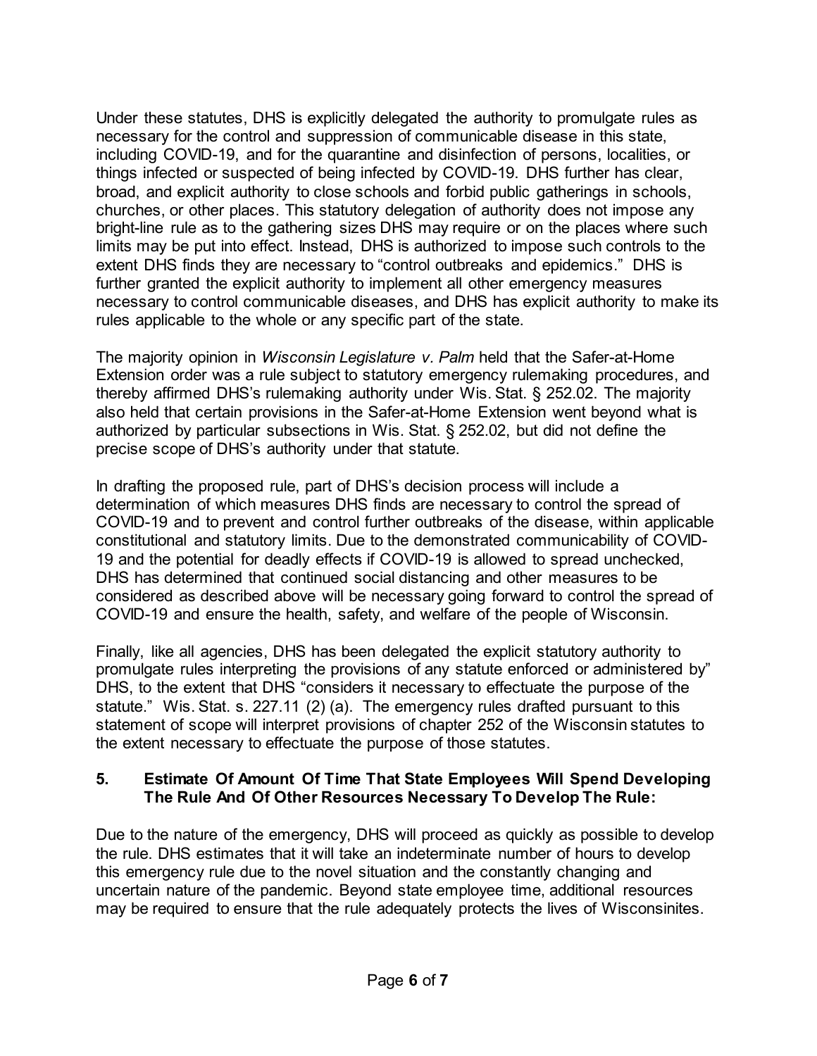Under these statutes, DHS is explicitly delegated the authority to promulgate rules as necessary for the control and suppression of communicable disease in this state, including COVID-19, and for the quarantine and disinfection of persons, localities, or things infected or suspected of being infected by COVID-19. DHS further has clear, broad, and explicit authority to close schools and forbid public gatherings in schools, churches, or other places. This statutory delegation of authority does not impose any bright-line rule as to the gathering sizes DHS may require or on the places where such limits may be put into effect. Instead, DHS is authorized to impose such controls to the extent DHS finds they are necessary to "control outbreaks and epidemics." DHS is further granted the explicit authority to implement all other emergency measures necessary to control communicable diseases, and DHS has explicit authority to make its rules applicable to the whole or any specific part of the state.

The majority opinion in *Wisconsin Legislature v. Palm* held that the Safer-at-Home Extension order was a rule subject to statutory emergency rulemaking procedures, and thereby affirmed DHS's rulemaking authority under Wis. Stat. § 252.02. The majority also held that certain provisions in the Safer-at-Home Extension went beyond what is authorized by particular subsections in Wis. Stat. § 252.02, but did not define the precise scope of DHS's authority under that statute.

In drafting the proposed rule, part of DHS's decision process will include a determination of which measures DHS finds are necessary to control the spread of COVID-19 and to prevent and control further outbreaks of the disease, within applicable constitutional and statutory limits. Due to the demonstrated communicability of COVID-19 and the potential for deadly effects if COVID-19 is allowed to spread unchecked, DHS has determined that continued social distancing and other measures to be considered as described above will be necessary going forward to control the spread of COVID-19 and ensure the health, safety, and welfare of the people of Wisconsin.

Finally, like all agencies, DHS has been delegated the explicit statutory authority to promulgate rules interpreting the provisions of any statute enforced or administered by" DHS, to the extent that DHS "considers it necessary to effectuate the purpose of the statute." Wis. Stat. s. 227.11 (2) (a). The emergency rules drafted pursuant to this statement of scope will interpret provisions of chapter 252 of the Wisconsin statutes to the extent necessary to effectuate the purpose of those statutes.

**5. Estimate Of Amount Of Time That State Employees Will Spend Developing The Rule And Of Other Resources Necessary To Develop The Rule:**

Due to the nature of the emergency, DHS will proceed as quickly as possible to develop the rule. DHS estimates that it will take an indeterminate number of hours to develop this emergency rule due to the novel situation and the constantly changing and uncertain nature of the pandemic. Beyond state employee time, additional resources may be required to ensure that the rule adequately protects the lives of Wisconsinites.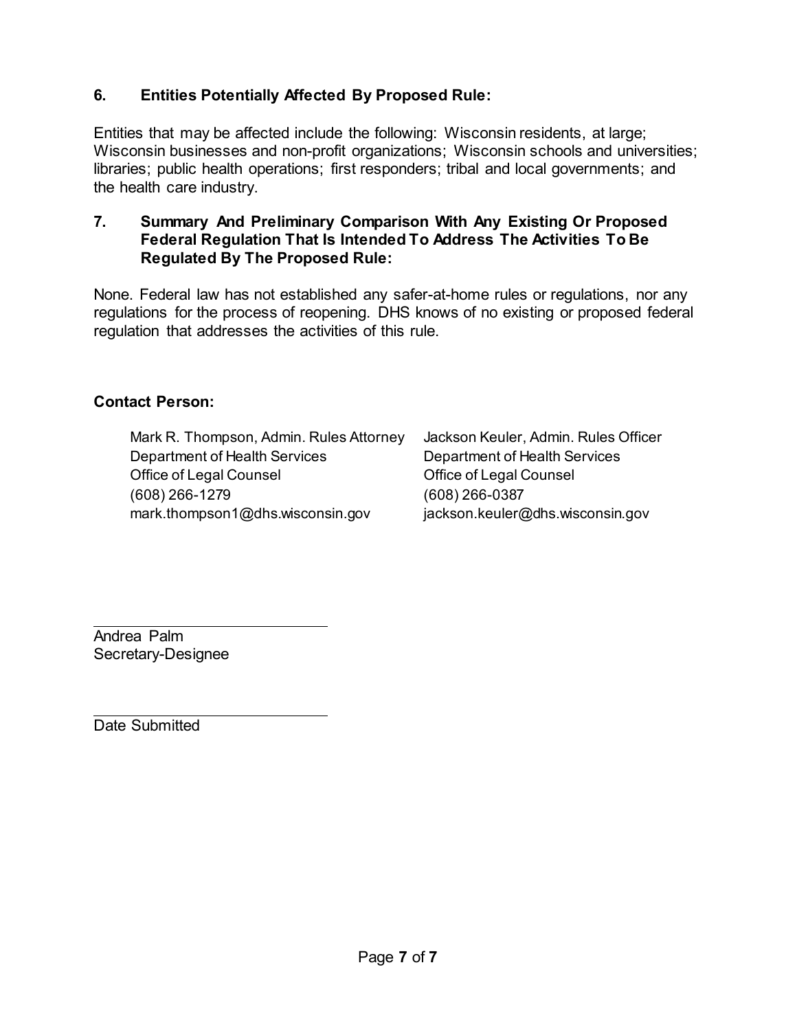**6. Entities Potentially Affected By Proposed Rule:**

Entities that may be affected include the following: Wisconsin residents, at large; Wisconsin businesses and non-profit organizations; Wisconsin schools and universities; libraries; public health operations; first responders; tribal and local governments; and the health care industry.

**7. Summary And Preliminary Comparison With Any Existing Or Proposed Federal Regulation That Is Intended To Address The Activities To Be Regulated By The Proposed Rule:**

None. Federal law has not established any safer-at-home rules or regulations, nor any regulations for the process of reopening. DHS knows of no existing or proposed federal regulation that addresses the activities of this rule.

**Contact Person:**

Mark R. Thompson, Admin. Rules Attorney
Department of Health Services
Office of Legal Counsel
(608) 266-1279
mark.thompson1@dhs.wisconsin.gov

Jackson Keuler, Admin. Rules Officer
Department of Health Services
Office of Legal Counsel
(608) 266-0387
jackson.keuler@dhs.wisconsin.gov

_____________________________
Andrea Palm
Secretary-Designee

_____________________________
Date Submitted